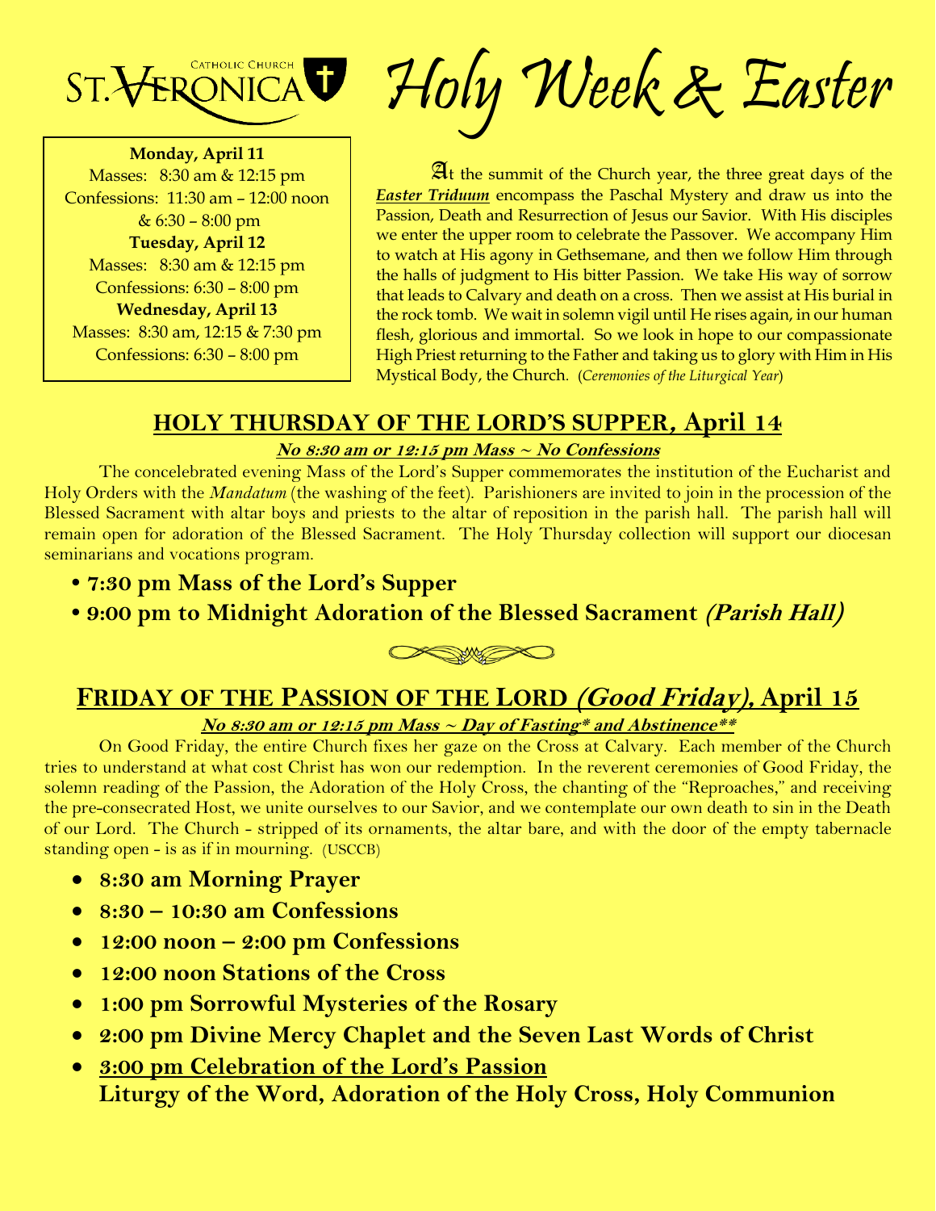ST. VERONICA CATHOLIC CHURCH

# Holy Week & Easter

**Monday, April 11**
Masses: 8:30 am & 12:15 pm
Confessions: 11:30 am – 12:00 noon & 6:30 – 8:00 pm

**Tuesday, April 12**
Masses: 8:30 am & 12:15 pm
Confessions: 6:30 – 8:00 pm

**Wednesday, April 13**
Masses: 8:30 am, 12:15 & 7:30 pm
Confessions: 6:30 – 8:00 pm

At the summit of the Church year, the three great days of the ***Easter Triduum*** encompass the Paschal Mystery and draw us into the Passion, Death and Resurrection of Jesus our Savior. With His disciples we enter the upper room to celebrate the Passover. We accompany Him to watch at His agony in Gethsemane, and then we follow Him through the halls of judgment to His bitter Passion. We take His way of sorrow that leads to Calvary and death on a cross. Then we assist at His burial in the rock tomb. We wait in solemn vigil until He rises again, in our human flesh, glorious and immortal. So we look in hope to our compassionate High Priest returning to the Father and taking us to glory with Him in His Mystical Body, the Church. (*Ceremonies of the Liturgical Year*)

## HOLY THURSDAY OF THE LORD'S SUPPER, April 14

***No 8:30 am or 12:15 pm Mass ~ No Confessions***

The concelebrated evening Mass of the Lord's Supper commemorates the institution of the Eucharist and Holy Orders with the *Mandatum* (the washing of the feet). Parishioners are invited to join in the procession of the Blessed Sacrament with altar boys and priests to the altar of reposition in the parish hall. The parish hall will remain open for adoration of the Blessed Sacrament. The Holy Thursday collection will support our diocesan seminarians and vocations program.

- **7:30 pm Mass of the Lord's Supper**
- **9:00 pm to Midnight Adoration of the Blessed Sacrament *(Parish Hall)***

## FRIDAY OF THE PASSION OF THE LORD *(Good Friday)*, April 15

***No 8:30 am or 12:15 pm Mass ~ Day of Fasting* and Abstinence*****

On Good Friday, the entire Church fixes her gaze on the Cross at Calvary. Each member of the Church tries to understand at what cost Christ has won our redemption. In the reverent ceremonies of Good Friday, the solemn reading of the Passion, the Adoration of the Holy Cross, the chanting of the "Reproaches," and receiving the pre-consecrated Host, we unite ourselves to our Savior, and we contemplate our own death to sin in the Death of our Lord. The Church - stripped of its ornaments, the altar bare, and with the door of the empty tabernacle standing open - is as if in mourning. (USCCB)

- **8:30 am Morning Prayer**
- **8:30 – 10:30 am Confessions**
- **12:00 noon – 2:00 pm Confessions**
- **12:00 noon Stations of the Cross**
- **1:00 pm Sorrowful Mysteries of the Rosary**
- **2:00 pm Divine Mercy Chaplet and the Seven Last Words of Christ**
- **3:00 pm Celebration of the Lord's Passion**
  **Liturgy of the Word, Adoration of the Holy Cross, Holy Communion**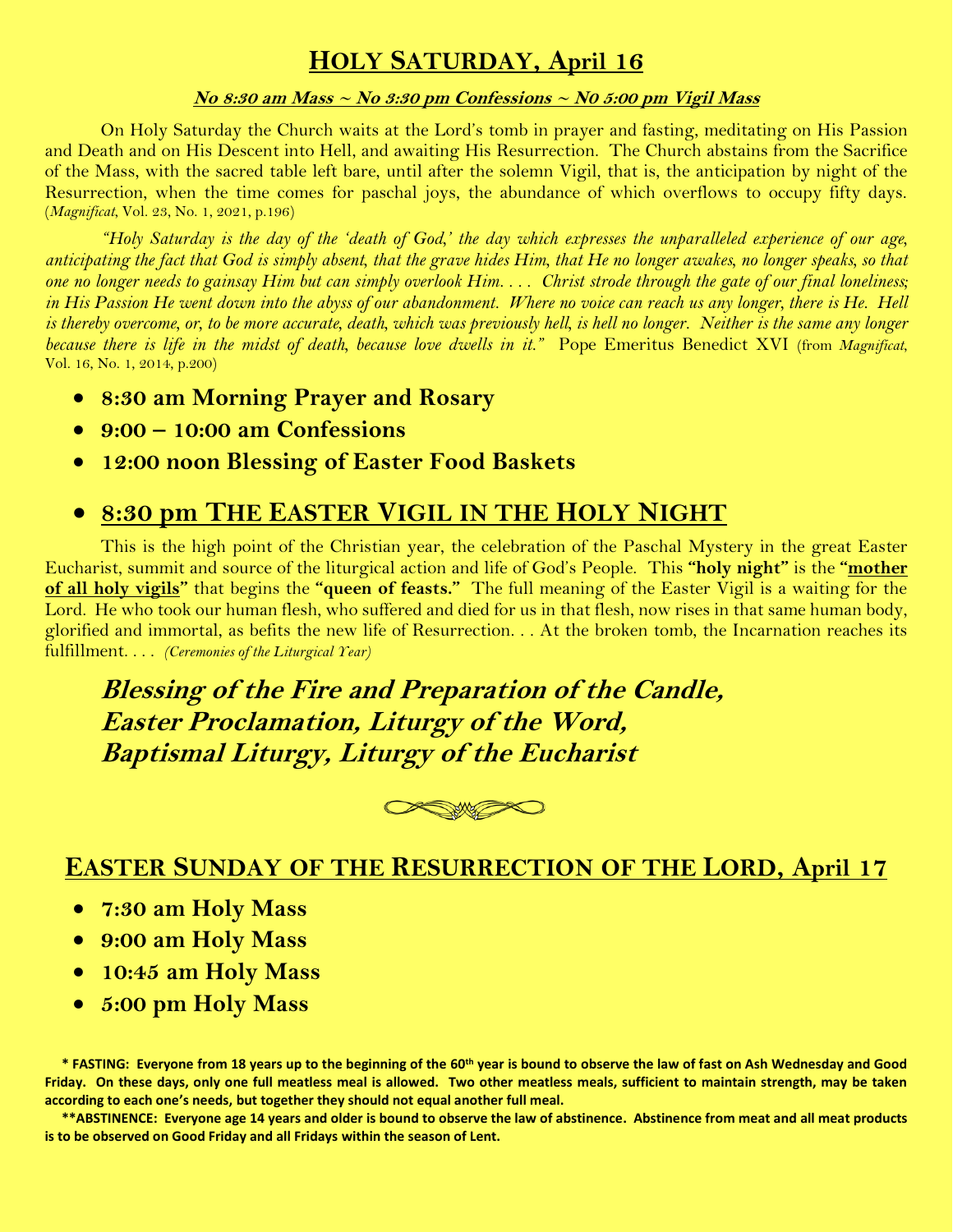# **HOLY SATURDAY, April 16**

***No 8:30 am Mass ~ No 3:30 pm Confessions ~ N0 5:00 pm Vigil Mass***

On Holy Saturday the Church waits at the Lord's tomb in prayer and fasting, meditating on His Passion and Death and on His Descent into Hell, and awaiting His Resurrection. The Church abstains from the Sacrifice of the Mass, with the sacred table left bare, until after the solemn Vigil, that is, the anticipation by night of the Resurrection, when the time comes for paschal joys, the abundance of which overflows to occupy fifty days. (*Magnificat*, Vol. 23, No. 1, 2021, p.196)

*"Holy Saturday is the day of the 'death of God,' the day which expresses the unparalleled experience of our age, anticipating the fact that God is simply absent, that the grave hides Him, that He no longer awakes, no longer speaks, so that one no longer needs to gainsay Him but can simply overlook Him. . . . Christ strode through the gate of our final loneliness; in His Passion He went down into the abyss of our abandonment. Where no voice can reach us any longer, there is He. Hell is thereby overcome, or, to be more accurate, death, which was previously hell, is hell no longer. Neither is the same any longer because there is life in the midst of death, because love dwells in it."* Pope Emeritus Benedict XVI (from *Magnificat*, Vol. 16, No. 1, 2014, p.200)

- **8:30 am Morning Prayer and Rosary**
- **9:00 – 10:00 am Confessions**
- **12:00 noon Blessing of Easter Food Baskets**
- **8:30 pm THE EASTER VIGIL IN THE HOLY NIGHT**

This is the high point of the Christian year, the celebration of the Paschal Mystery in the great Easter Eucharist, summit and source of the liturgical action and life of God's People. This **"holy night"** is the **"mother of all holy vigils"** that begins the **"queen of feasts."** The full meaning of the Easter Vigil is a waiting for the Lord. He who took our human flesh, who suffered and died for us in that flesh, now rises in that same human body, glorified and immortal, as befits the new life of Resurrection. . . At the broken tomb, the Incarnation reaches its fulfillment. . . . *(Ceremonies of the Liturgical Year)*

***Blessing of the Fire and Preparation of the Candle,***
***Easter Proclamation, Liturgy of the Word,***
***Baptismal Liturgy, Liturgy of the Eucharist***

# **EASTER SUNDAY OF THE RESURRECTION OF THE LORD, April 17**

- **7:30 am Holy Mass**
- **9:00 am Holy Mass**
- **10:45 am Holy Mass**
- **5:00 pm Holy Mass**

**\* FASTING: Everyone from 18 years up to the beginning of the 60th year is bound to observe the law of fast on Ash Wednesday and Good Friday. On these days, only one full meatless meal is allowed. Two other meatless meals, sufficient to maintain strength, may be taken according to each one's needs, but together they should not equal another full meal.**

**\*\*ABSTINENCE: Everyone age 14 years and older is bound to observe the law of abstinence. Abstinence from meat and all meat products is to be observed on Good Friday and all Fridays within the season of Lent.**